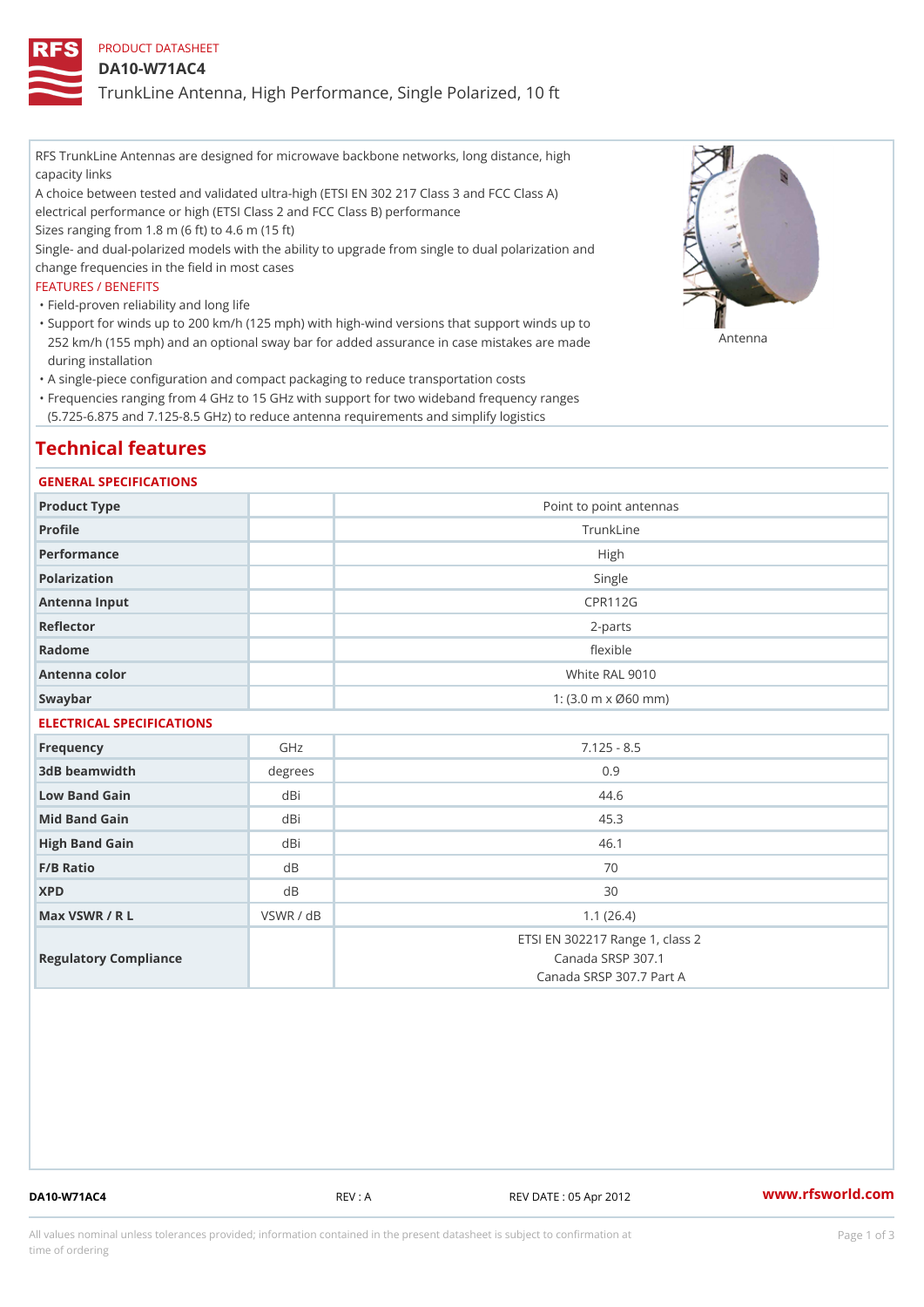PRODUCT DATASHEET

# DA10-W71AC4

## TrunkLine Antenna, High Performance, Single Polarized, 10 ft

RFS TrunkLine Antennas are designed for microwave backbone networks, long distance, high capacity links

A choice between tested and validated ultra-high (ETSI EN 302 217 Class 3 and FCC Class A) electrical performance or high (ETSI Class 2 and FCC Class B) performance

Sizes ranging from 1.8 m (6 ft) to 4.6 m (15 ft)

Single- and dual-polarized models with the ability to upgrade from single to dual polarization and change frequencies in the field in most cases

Antenna

### FEATURES / BENEFITS

- Field-proven reliability and long life
- Support for winds up to 200 km/h (125 mph) with high-wind versions that support winds up to 252 km/h (155 mph) and an optional sway bar for added assurance in case mistakes are made during installation
- A single-piece configuration and compact packaging to reduce transportation costs
- Frequencies ranging from 4 GHz to 15 GHz with support for two wideband frequency ranges (5.725-6.875 and 7.125-8.5 GHz) to reduce antenna requirements and simplify logistics

## Technical features

### GENERAL SPECIFICATIONS

| | | |
|---|---|---|
| Product Type | | Point to point antennas |
| Profile | | TrunkLine |
| Performance | | High |
| Polarization | | Single |
| Antenna Input | | CPR112G |
| Reflector | | 2-parts |
| Radome | | flexible |
| Antenna color | | White RAL 9010 |
| Swaybar | | 1: (3.0 m x Ø60 mm) |

### ELECTRICAL SPECIFICATIONS

| | | |
|---|---|---|
| Frequency | GHz | 7.125 - 8.5 |
| 3dB beamwidth | degrees | 0.9 |
| Low Band Gain | dBi | 44.6 |
| Mid Band Gain | dBi | 45.3 |
| High Band Gain | dBi | 46.1 |
| F/B Ratio | dB | 70 |
| XPD | dB | 30 |
| Max VSWR / R L | VSWR / dB | 1.1 (26.4) |
| Regulatory Compliance | | ETSI EN 302217 Range 1, class 2<br>Canada SRSP 307.1<br>Canada SRSP 307.7 Part A |

DA10-W71AC4 REV : A REV DATE : 05 Apr 2012 www.rfsworld.com

All values nominal unless tolerances provided; information contained in the present datasheet is subject to confirmation at time of ordering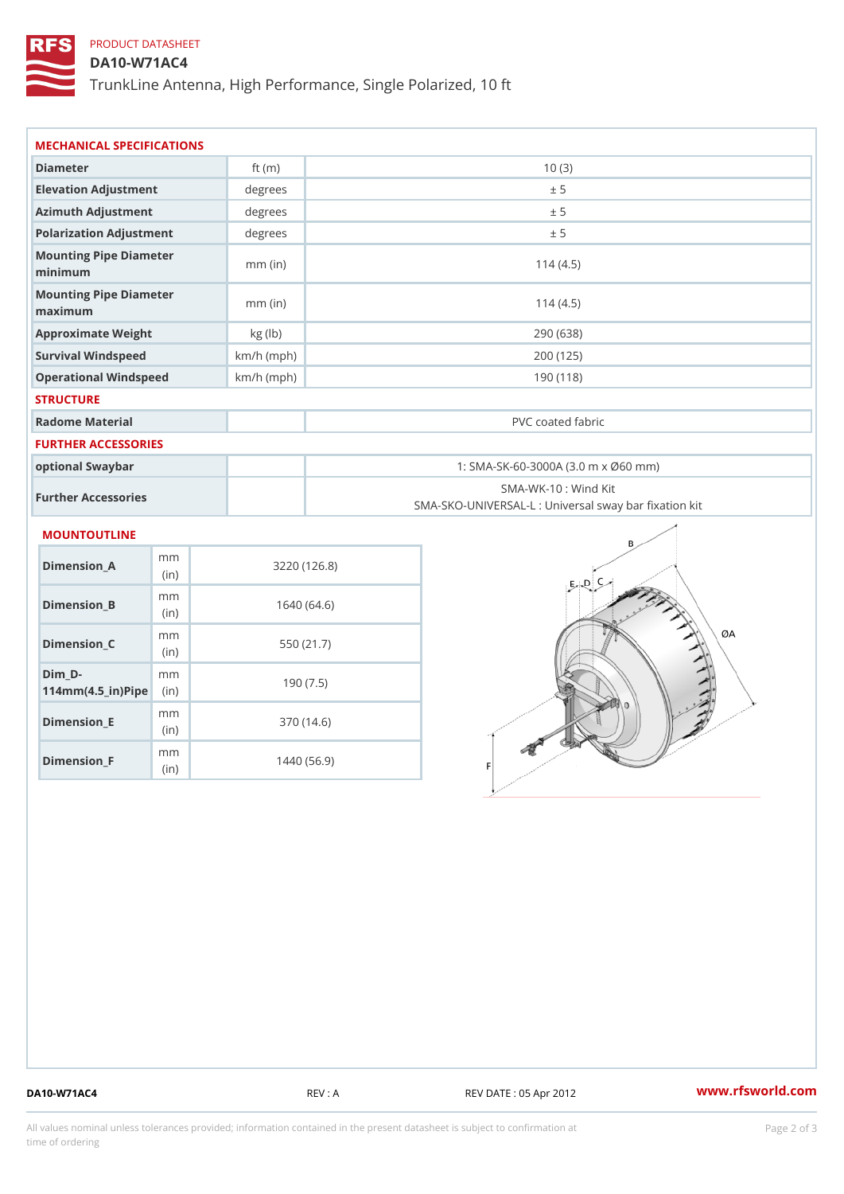PRODUCT DATASHEET

# DA10-W71AC4

TrunkLine Antenna, High Performance, Single Polarized, 10 ft

## MECHANICAL SPECIFICATIONS

| | | |
|---|---|---|
| Diameter | ft (m) | 10 (3) |
| Elevation Adjustment | degrees | ± 5 |
| Azimuth Adjustment | degrees | ± 5 |
| Polarization Adjustment | degrees | ± 5 |
| Mounting Pipe Diameter minimum | mm (in) | 114 (4.5) |
| Mounting Pipe Diameter maximum | mm (in) | 114 (4.5) |
| Approximate Weight | kg (lb) | 290 (638) |
| Survival Windspeed | km/h (mph) | 200 (125) |
| Operational Windspeed | km/h (mph) | 190 (118) |

## STRUCTURE

| | | |
|---|---|---|
| Radome Material | | PVC coated fabric |

## FURTHER ACCESSORIES

| | | |
|---|---|---|
| optional Swaybar | | 1: SMA-SK-60-3000A (3.0 m x Ø60 mm) |
| Further Accessories | | SMA-WK-10 : Wind Kit<br>SMA-SKO-UNIVERSAL-L : Universal sway bar fixation kit |

## MOUNTOUTLINE

| | | |
|---|---|---|
| Dimension_A | mm (in) | 3220 (126.8) |
| Dimension_B | mm (in) | 1640 (64.6) |
| Dimension_C | mm (in) | 550 (21.7) |
| Dim_D-114mm(4.5_in)Pipe | mm (in) | 190 (7.5) |
| Dimension_E | mm (in) | 370 (14.6) |
| Dimension_F | mm (in) | 1440 (56.9) |

DA10-W71AC4 REV : A REV DATE : 05 Apr 2012 www.rfsworld.com

All values nominal unless tolerances provided; information contained in the present datasheet is subject to confirmation at time of ordering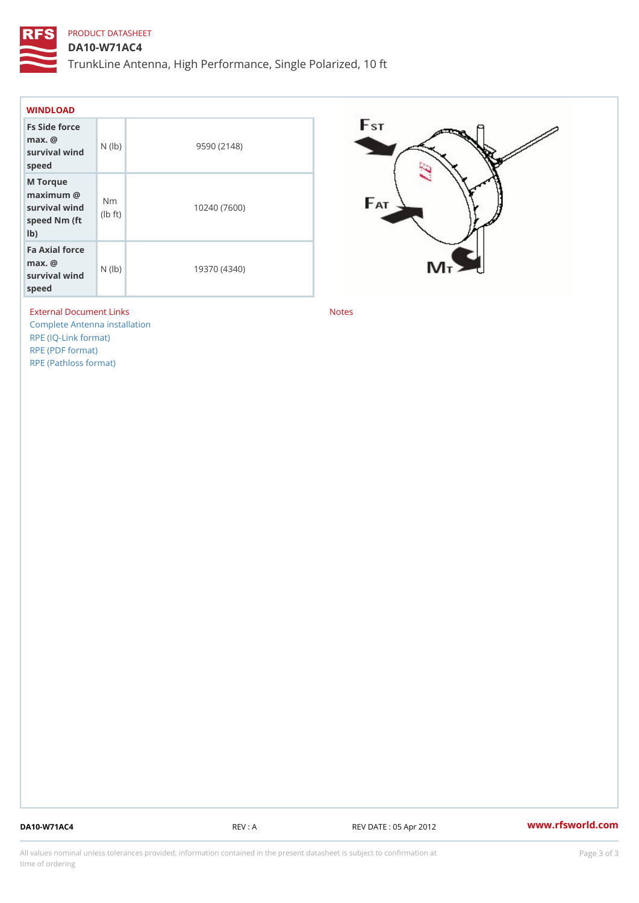PRODUCT DATASHEET

# DA10-W71AC4

TrunkLine Antenna, High Performance, Single Polarized, 10 ft

## WINDLOAD

| | | |
|---|---|---|
| Fs Side force max. @ survival wind speed | N (lb) | 9590 (2148) |
| M Torque maximum @ survival wind speed Nm (ft lb) | Nm (lb ft) | 10240 (7600) |
| Fa Axial force max. @ survival wind speed | N (lb) | 19370 (4340) |

FST

FAT

MT

External Document Links

Complete Antenna installation

RPE (IQ-Link format)

RPE (PDF format)

RPE (Pathloss format)

Notes

DA10-W71AC4 REV : A REV DATE : 05 Apr 2012 www.rfsworld.com

All values nominal unless tolerances provided; information contained in the present datasheet is subject to confirmation at time of ordering